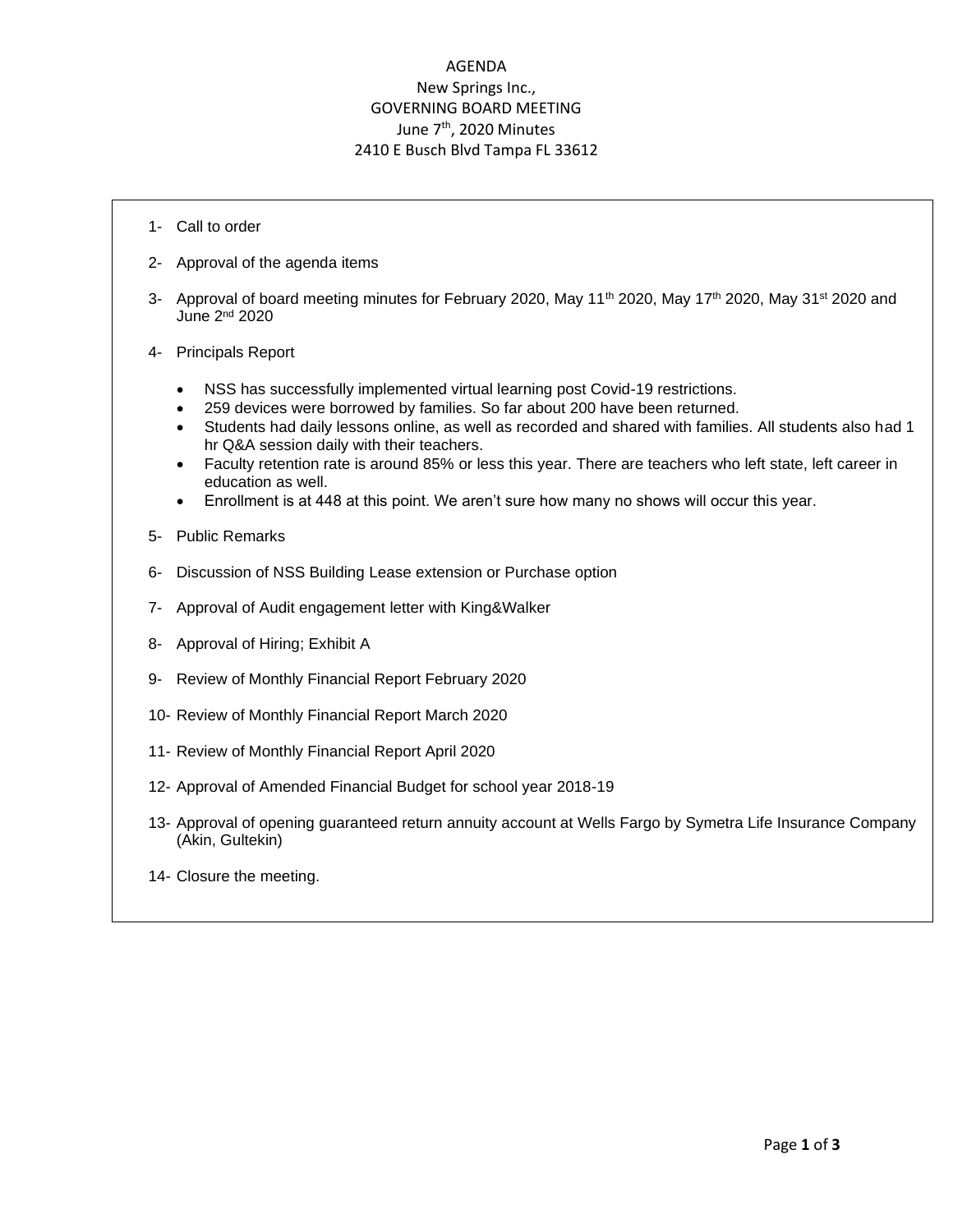# AGENDA

New Springs Inc.,
GOVERNING BOARD MEETING
June 7th, 2020 Minutes
2410 E Busch Blvd Tampa FL 33612

1- Call to order

2- Approval of the agenda items

3- Approval of board meeting minutes for February 2020, May 11th 2020, May 17th 2020, May 31st 2020 and June 2nd 2020

4- Principals Report

- NSS has successfully implemented virtual learning post Covid-19 restrictions.
- 259 devices were borrowed by families. So far about 200 have been returned.
- Students had daily lessons online, as well as recorded and shared with families. All students also had 1 hr Q&A session daily with their teachers.
- Faculty retention rate is around 85% or less this year. There are teachers who left state, left career in education as well.
- Enrollment is at 448 at this point. We aren't sure how many no shows will occur this year.

5- Public Remarks

6- Discussion of NSS Building Lease extension or Purchase option

7- Approval of Audit engagement letter with King&Walker

8- Approval of Hiring; Exhibit A

9- Review of Monthly Financial Report February 2020

10- Review of Monthly Financial Report March 2020

11- Review of Monthly Financial Report April 2020

12- Approval of Amended Financial Budget for school year 2018-19

13- Approval of opening guaranteed return annuity account at Wells Fargo by Symetra Life Insurance Company (Akin, Gultekin)

14- Closure the meeting.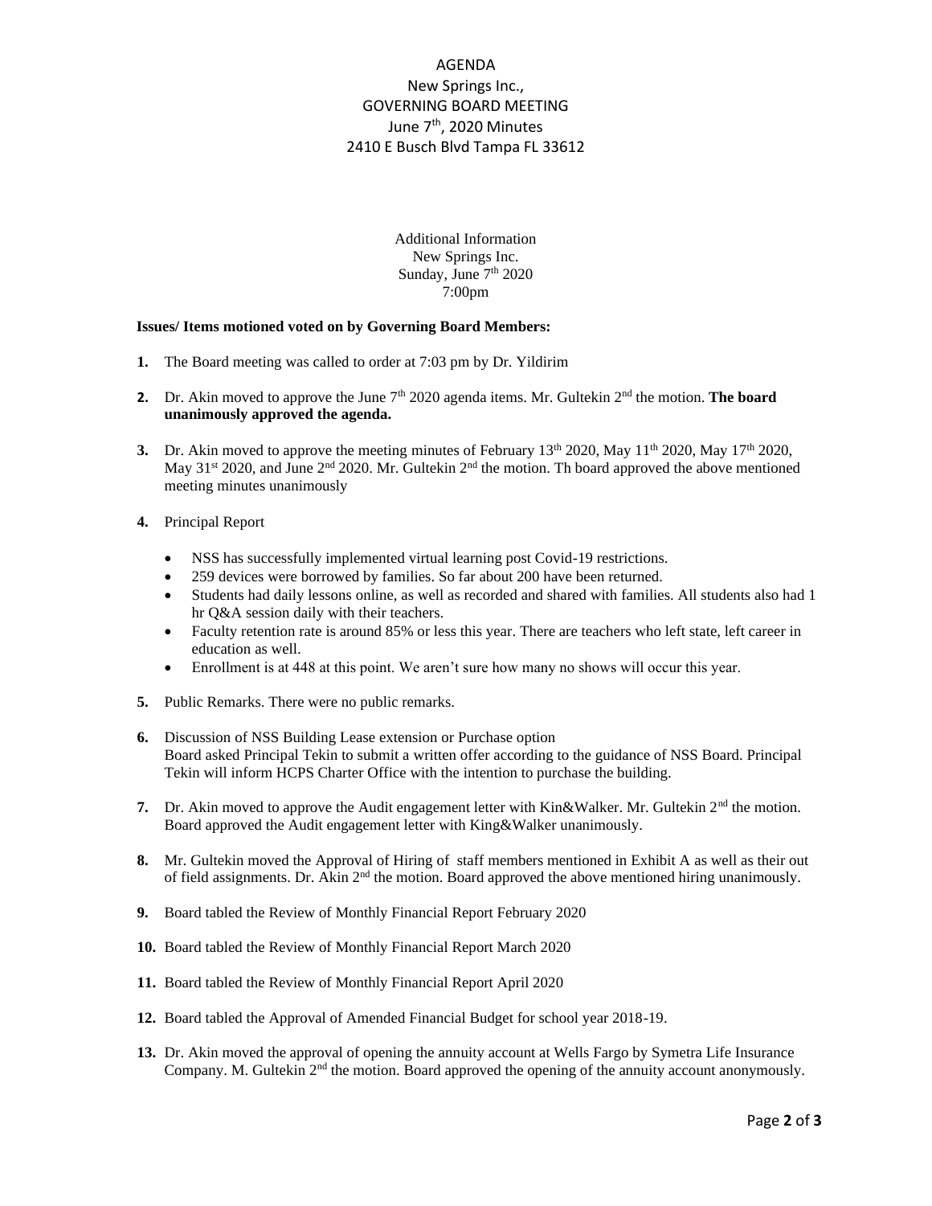# AGENDA

New Springs Inc.,
GOVERNING BOARD MEETING
June 7th, 2020 Minutes
2410 E Busch Blvd Tampa FL 33612

Additional Information
New Springs Inc.
Sunday, June 7th 2020
7:00pm

**Issues/ Items motioned voted on by Governing Board Members:**

1. The Board meeting was called to order at 7:03 pm by Dr. Yildirim

2. Dr. Akin moved to approve the June 7th 2020 agenda items. Mr. Gultekin 2nd the motion. **The board unanimously approved the agenda.**

3. Dr. Akin moved to approve the meeting minutes of February 13th 2020, May 11th 2020, May 17th 2020, May 31st 2020, and June 2nd 2020. Mr. Gultekin 2nd the motion. Th board approved the above mentioned meeting minutes unanimously

4. Principal Report
   - NSS has successfully implemented virtual learning post Covid-19 restrictions.
   - 259 devices were borrowed by families. So far about 200 have been returned.
   - Students had daily lessons online, as well as recorded and shared with families. All students also had 1 hr Q&A session daily with their teachers.
   - Faculty retention rate is around 85% or less this year. There are teachers who left state, left career in education as well.
   - Enrollment is at 448 at this point. We aren't sure how many no shows will occur this year.

5. Public Remarks. There were no public remarks.

6. Discussion of NSS Building Lease extension or Purchase option
   Board asked Principal Tekin to submit a written offer according to the guidance of NSS Board. Principal Tekin will inform HCPS Charter Office with the intention to purchase the building.

7. Dr. Akin moved to approve the Audit engagement letter with Kin&Walker. Mr. Gultekin 2nd the motion. Board approved the Audit engagement letter with King&Walker unanimously.

8. Mr. Gultekin moved the Approval of Hiring of staff members mentioned in Exhibit A as well as their out of field assignments. Dr. Akin 2nd the motion. Board approved the above mentioned hiring unanimously.

9. Board tabled the Review of Monthly Financial Report February 2020

10. Board tabled the Review of Monthly Financial Report March 2020

11. Board tabled the Review of Monthly Financial Report April 2020

12. Board tabled the Approval of Amended Financial Budget for school year 2018-19.

13. Dr. Akin moved the approval of opening the annuity account at Wells Fargo by Symetra Life Insurance Company. M. Gultekin 2nd the motion. Board approved the opening of the annuity account anonymously.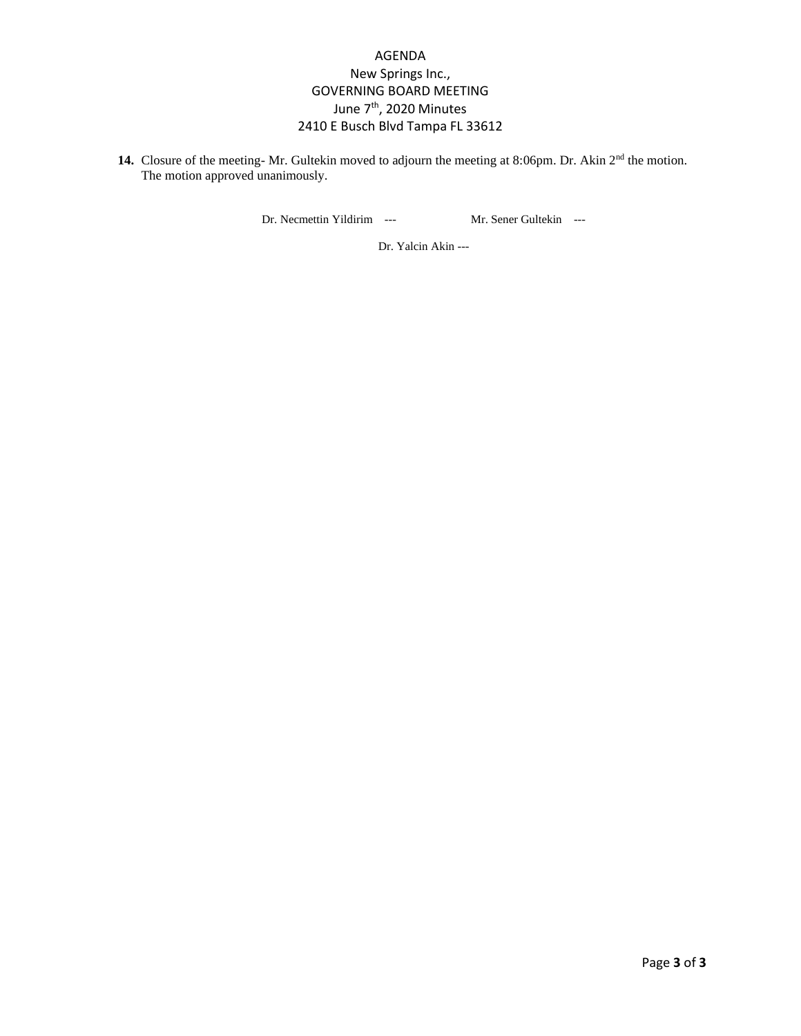**14.** Closure of the meeting- Mr. Gultekin moved to adjourn the meeting at 8:06pm. Dr. Akin 2nd the motion. The motion approved unanimously.

Dr. Necmettin Yildirim --- Mr. Sener Gultekin ---

Dr. Yalcin Akin ---